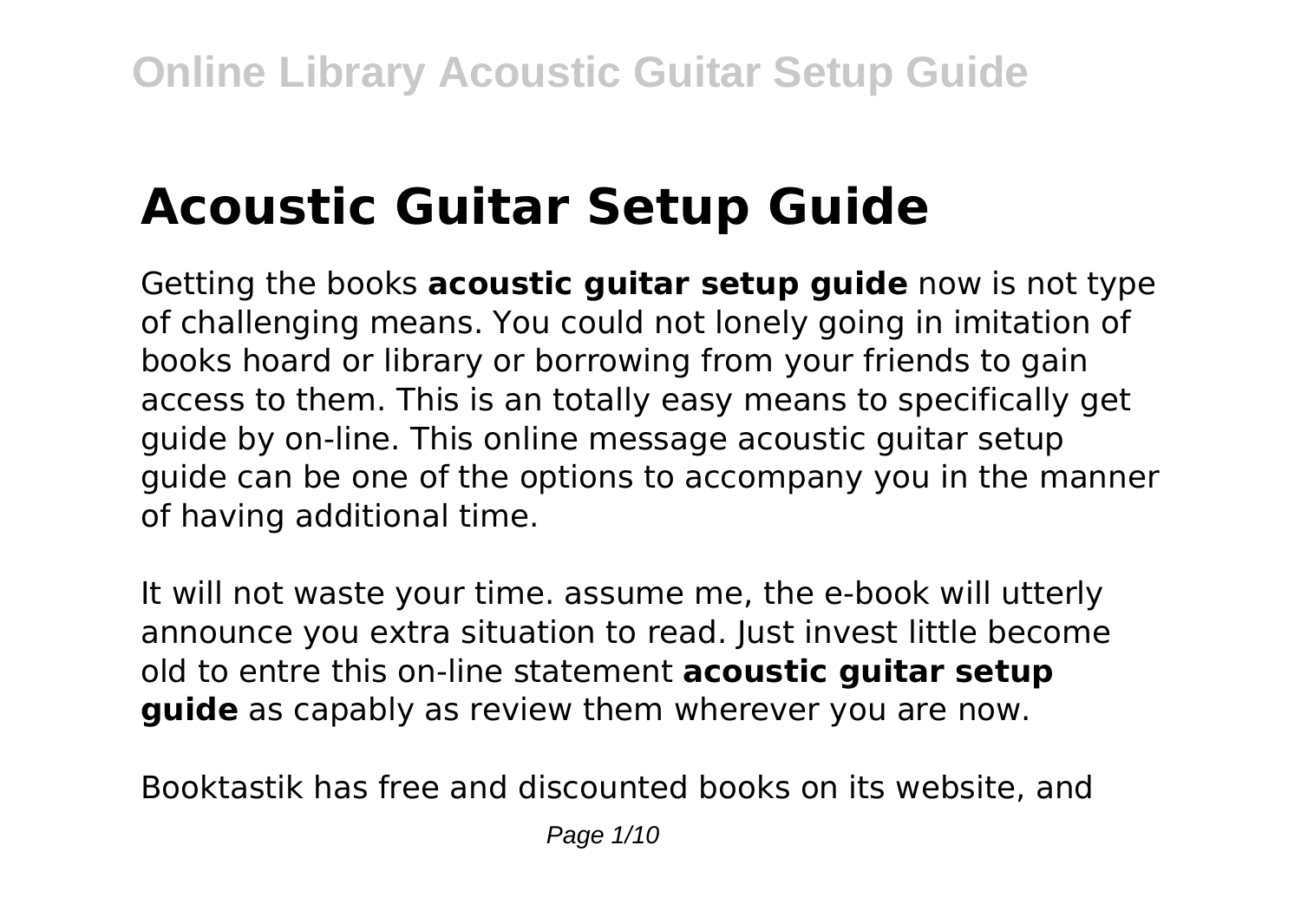# Acoustic Guitar Setup Guide

Getting the books **acoustic guitar setup guide** now is not type of challenging means. You could not lonely going in imitation of books hoard or library or borrowing from your friends to gain access to them. This is an totally easy means to specifically get guide by on-line. This online message acoustic guitar setup guide can be one of the options to accompany you in the manner of having additional time.

It will not waste your time. assume me, the e-book will utterly announce you extra situation to read. Just invest little become old to entre this on-line statement **acoustic guitar setup guide** as capably as review them wherever you are now.

Booktastik has free and discounted books on its website, and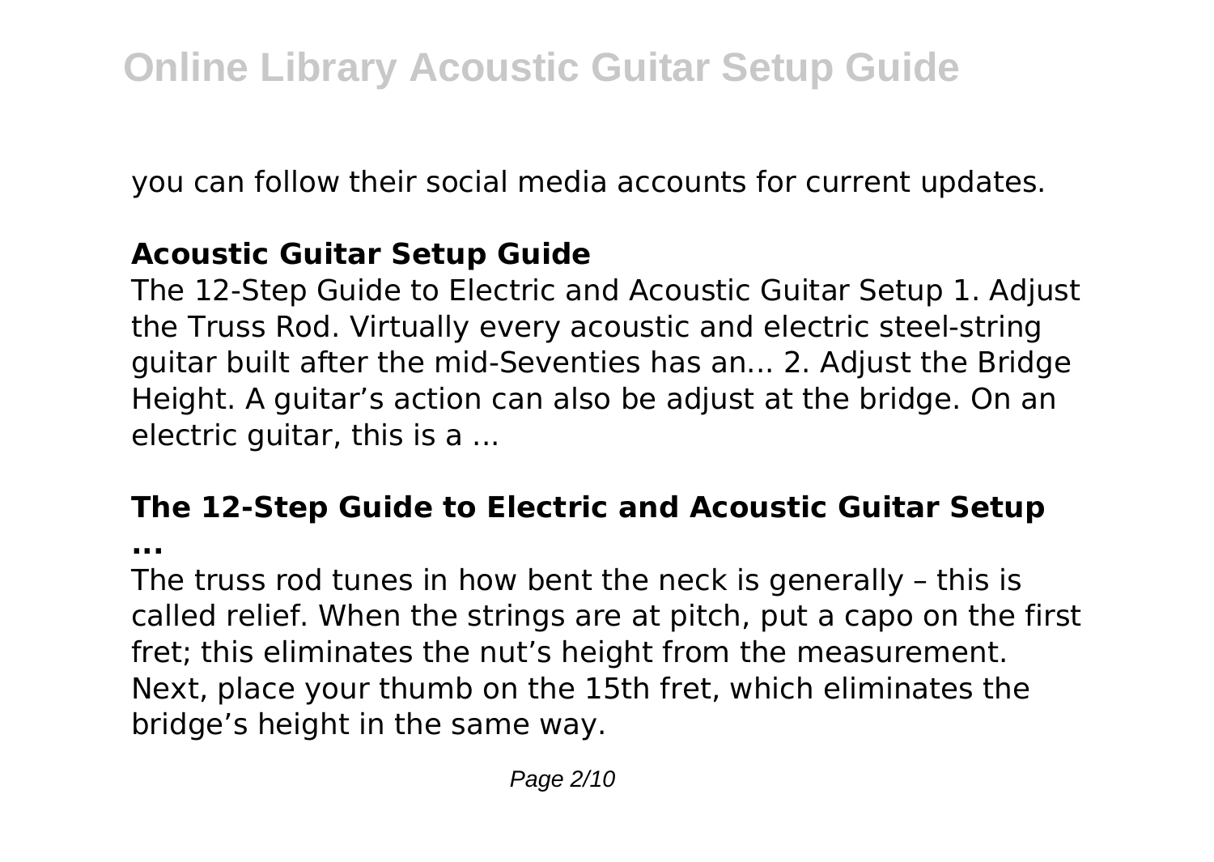you can follow their social media accounts for current updates.

## Acoustic Guitar Setup Guide

The 12-Step Guide to Electric and Acoustic Guitar Setup 1. Adjust the Truss Rod. Virtually every acoustic and electric steel-string guitar built after the mid-Seventies has an... 2. Adjust the Bridge Height. A guitar's action can also be adjust at the bridge. On an electric guitar, this is a ...

## The 12-Step Guide to Electric and Acoustic Guitar Setup ...

The truss rod tunes in how bent the neck is generally – this is called relief. When the strings are at pitch, put a capo on the first fret; this eliminates the nut's height from the measurement. Next, place your thumb on the 15th fret, which eliminates the bridge's height in the same way.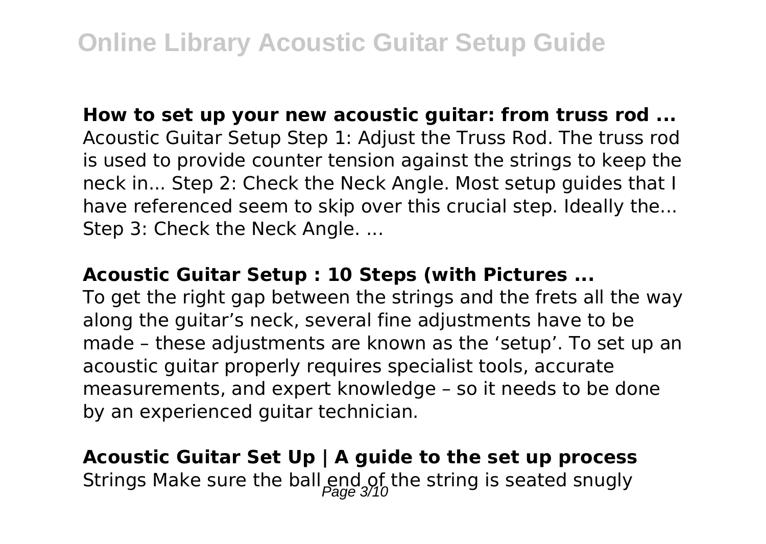**How to set up your new acoustic guitar: from truss rod ...**
Acoustic Guitar Setup Step 1: Adjust the Truss Rod. The truss rod is used to provide counter tension against the strings to keep the neck in... Step 2: Check the Neck Angle. Most setup guides that I have referenced seem to skip over this crucial step. Ideally the... Step 3: Check the Neck Angle. ...

**Acoustic Guitar Setup : 10 Steps (with Pictures ...**
To get the right gap between the strings and the frets all the way along the guitar's neck, several fine adjustments have to be made – these adjustments are known as the 'setup'. To set up an acoustic guitar properly requires specialist tools, accurate measurements, and expert knowledge – so it needs to be done by an experienced guitar technician.

**Acoustic Guitar Set Up | A guide to the set up process**
Strings Make sure the ball end of the string is seated snugly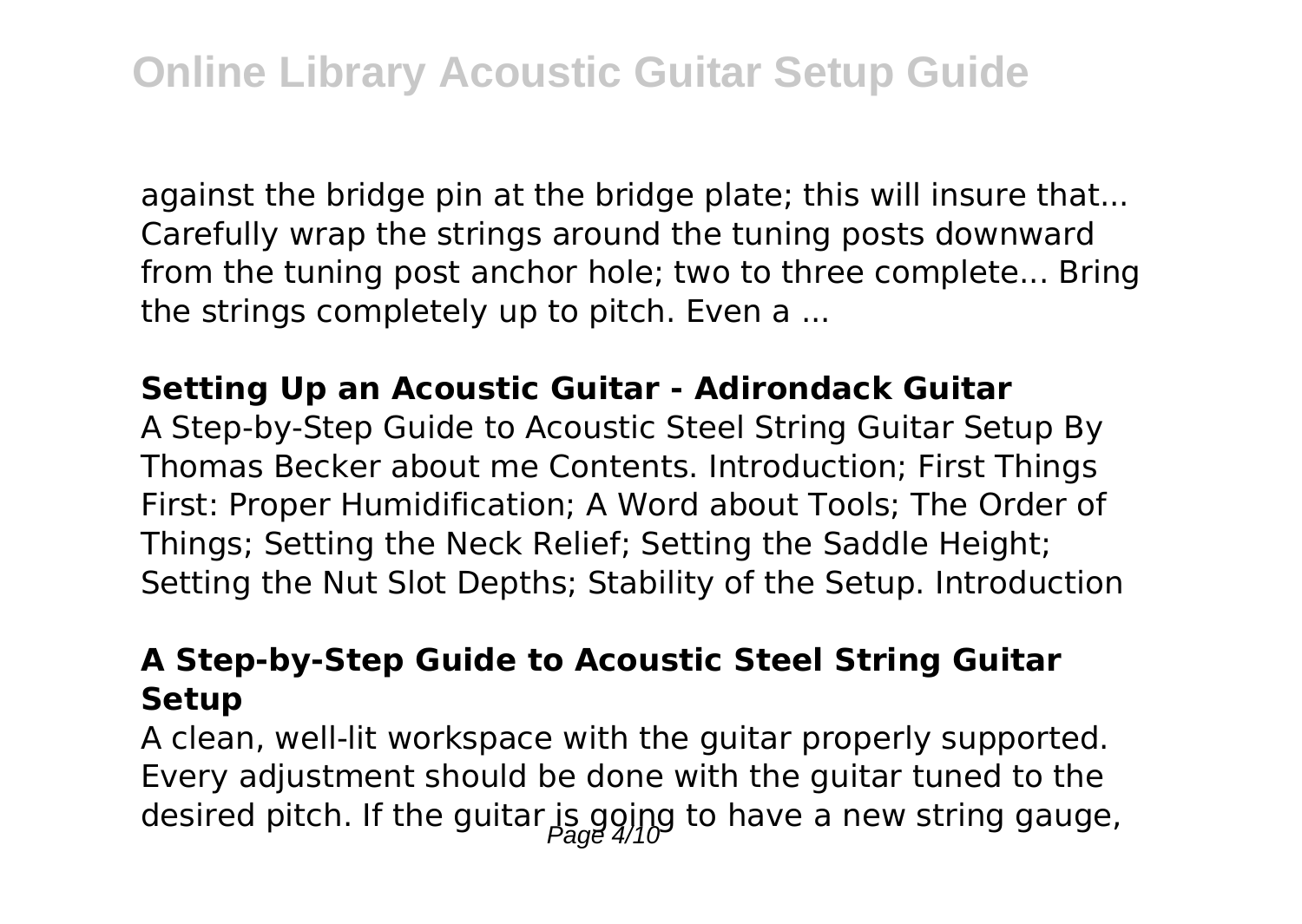against the bridge pin at the bridge plate; this will insure that... Carefully wrap the strings around the tuning posts downward from the tuning post anchor hole; two to three complete... Bring the strings completely up to pitch. Even a ...

### Setting Up an Acoustic Guitar - Adirondack Guitar

A Step-by-Step Guide to Acoustic Steel String Guitar Setup By Thomas Becker about me Contents. Introduction; First Things First: Proper Humidification; A Word about Tools; The Order of Things; Setting the Neck Relief; Setting the Saddle Height; Setting the Nut Slot Depths; Stability of the Setup. Introduction

### A Step-by-Step Guide to Acoustic Steel String Guitar Setup

A clean, well-lit workspace with the guitar properly supported. Every adjustment should be done with the guitar tuned to the desired pitch. If the guitar is going to have a new string gauge,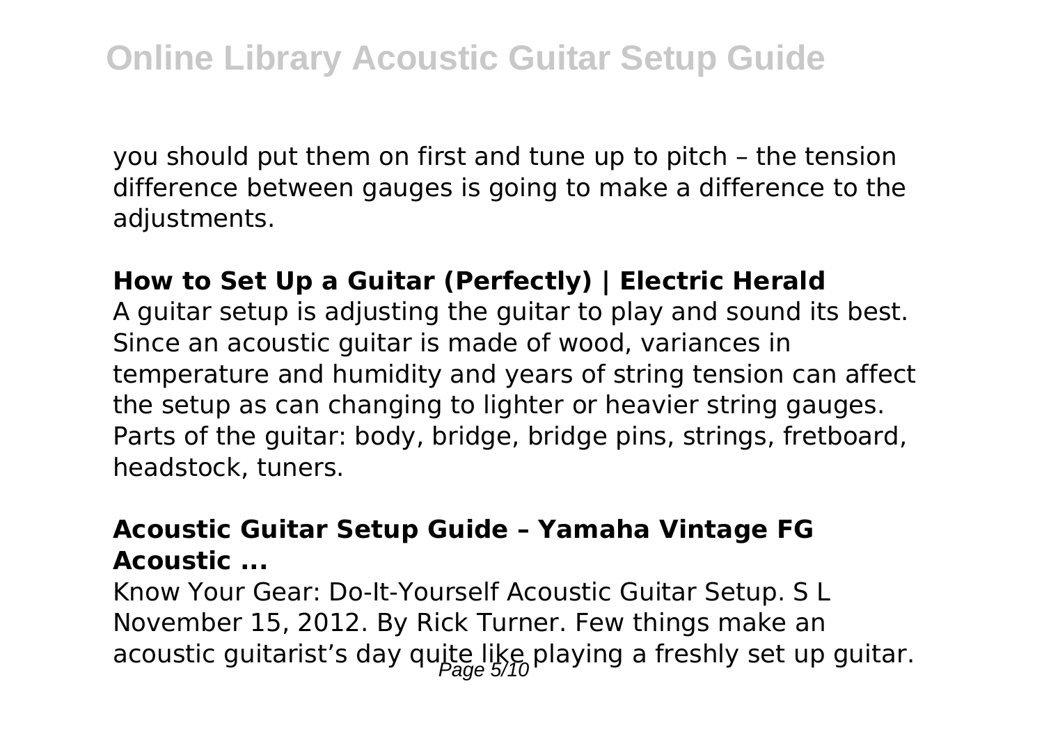you should put them on first and tune up to pitch – the tension difference between gauges is going to make a difference to the adjustments.

### How to Set Up a Guitar (Perfectly) | Electric Herald

A guitar setup is adjusting the guitar to play and sound its best. Since an acoustic guitar is made of wood, variances in temperature and humidity and years of string tension can affect the setup as can changing to lighter or heavier string gauges. Parts of the guitar: body, bridge, bridge pins, strings, fretboard, headstock, tuners.

### Acoustic Guitar Setup Guide – Yamaha Vintage FG Acoustic ...

Know Your Gear: Do-It-Yourself Acoustic Guitar Setup. S L November 15, 2012. By Rick Turner. Few things make an acoustic guitarist's day quite like playing a freshly set up guitar.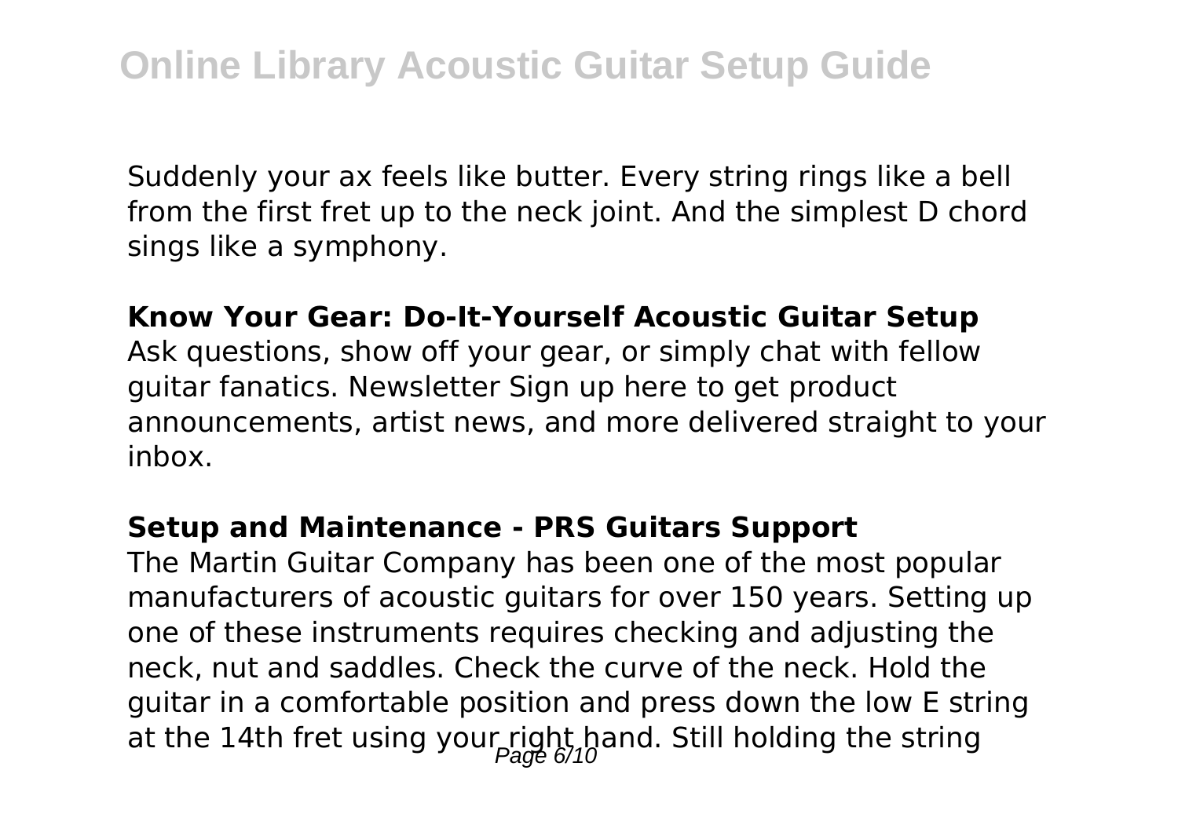Suddenly your ax feels like butter. Every string rings like a bell from the first fret up to the neck joint. And the simplest D chord sings like a symphony.

**Know Your Gear: Do-It-Yourself Acoustic Guitar Setup**

Ask questions, show off your gear, or simply chat with fellow guitar fanatics. Newsletter Sign up here to get product announcements, artist news, and more delivered straight to your inbox.

**Setup and Maintenance - PRS Guitars Support**

The Martin Guitar Company has been one of the most popular manufacturers of acoustic guitars for over 150 years. Setting up one of these instruments requires checking and adjusting the neck, nut and saddles. Check the curve of the neck. Hold the guitar in a comfortable position and press down the low E string at the 14th fret using your right hand. Still holding the string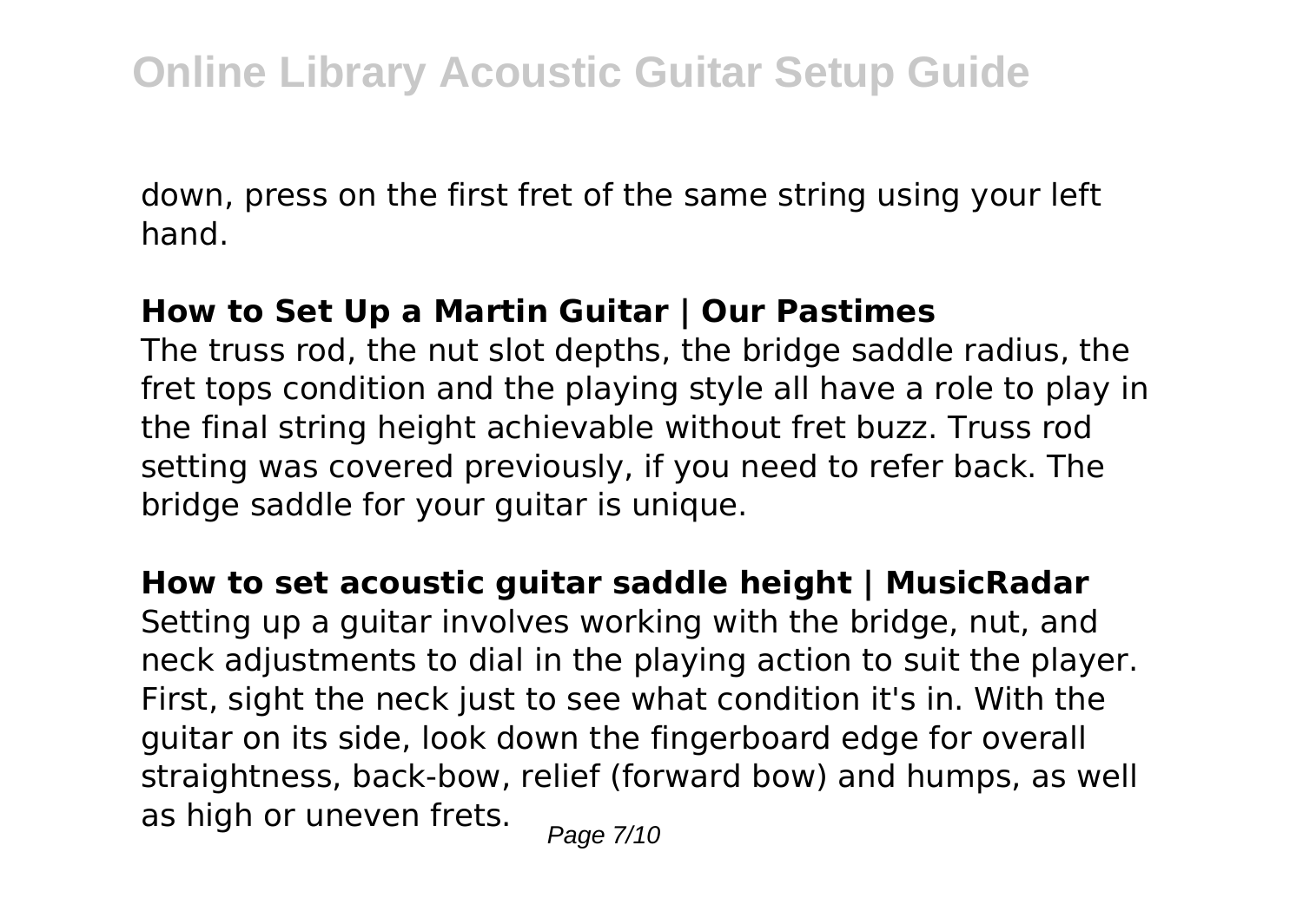down, press on the first fret of the same string using your left hand.

**How to Set Up a Martin Guitar | Our Pastimes**

The truss rod, the nut slot depths, the bridge saddle radius, the fret tops condition and the playing style all have a role to play in the final string height achievable without fret buzz. Truss rod setting was covered previously, if you need to refer back. The bridge saddle for your guitar is unique.

**How to set acoustic guitar saddle height | MusicRadar**

Setting up a guitar involves working with the bridge, nut, and neck adjustments to dial in the playing action to suit the player. First, sight the neck just to see what condition it's in. With the guitar on its side, look down the fingerboard edge for overall straightness, back-bow, relief (forward bow) and humps, as well as high or uneven frets.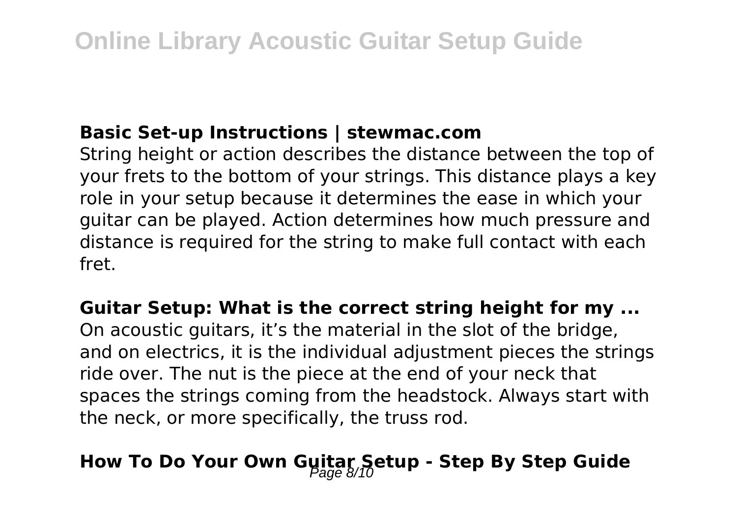### Basic Set-up Instructions | stewmac.com

String height or action describes the distance between the top of your frets to the bottom of your strings. This distance plays a key role in your setup because it determines the ease in which your guitar can be played. Action determines how much pressure and distance is required for the string to make full contact with each fret.

### Guitar Setup: What is the correct string height for my ...

On acoustic guitars, it's the material in the slot of the bridge, and on electrics, it is the individual adjustment pieces the strings ride over. The nut is the piece at the end of your neck that spaces the strings coming from the headstock. Always start with the neck, or more specifically, the truss rod.

## How To Do Your Own Guitar Setup - Step By Step Guide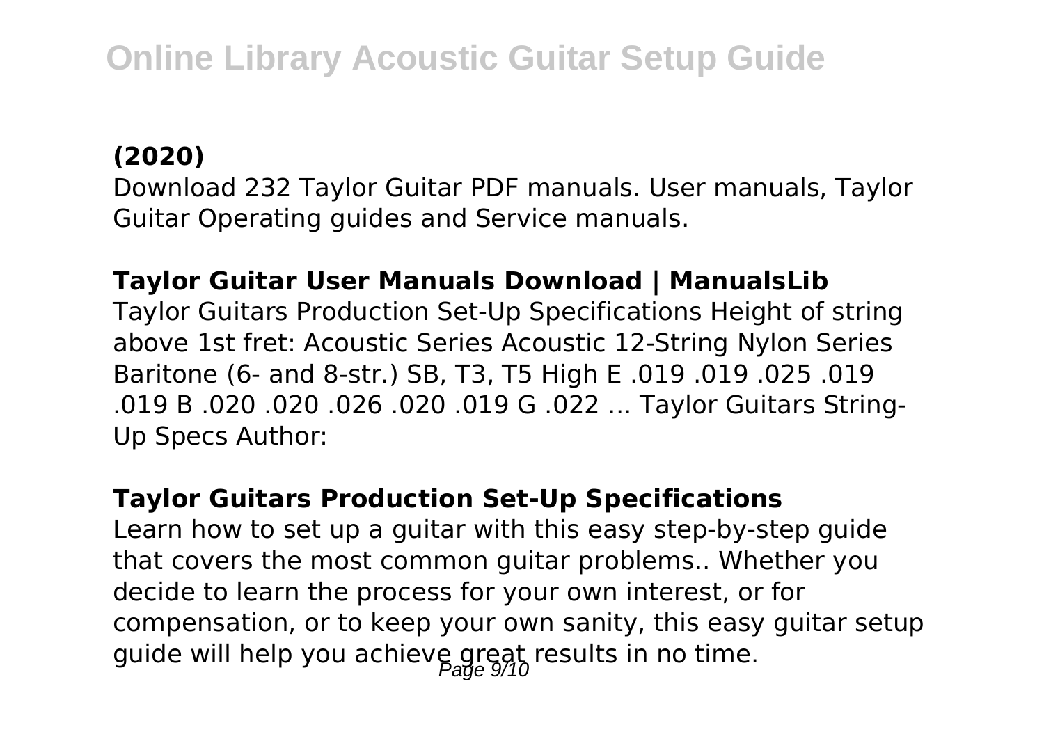**(2020)**

Download 232 Taylor Guitar PDF manuals. User manuals, Taylor Guitar Operating guides and Service manuals.

**Taylor Guitar User Manuals Download | ManualsLib**

Taylor Guitars Production Set-Up Specifications Height of string above 1st fret: Acoustic Series Acoustic 12-String Nylon Series Baritone (6- and 8-str.) SB, T3, T5 High E .019 .019 .025 .019 .019 B .020 .020 .026 .020 .019 G .022 ... Taylor Guitars String-Up Specs Author:

**Taylor Guitars Production Set-Up Specifications**

Learn how to set up a guitar with this easy step-by-step guide that covers the most common guitar problems.. Whether you decide to learn the process for your own interest, or for compensation, or to keep your own sanity, this easy guitar setup guide will help you achieve great results in no time.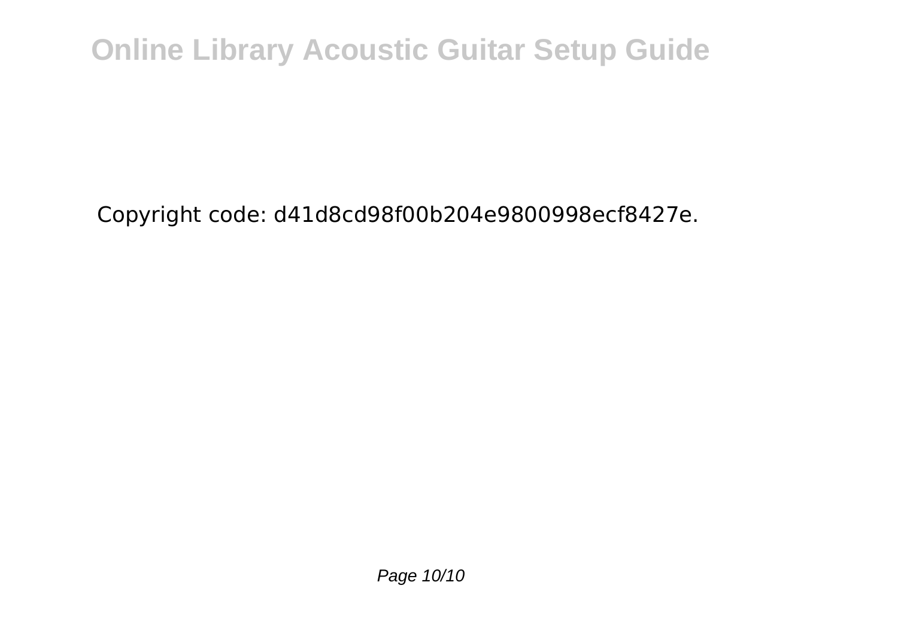Copyright code: d41d8cd98f00b204e9800998ecf8427e.